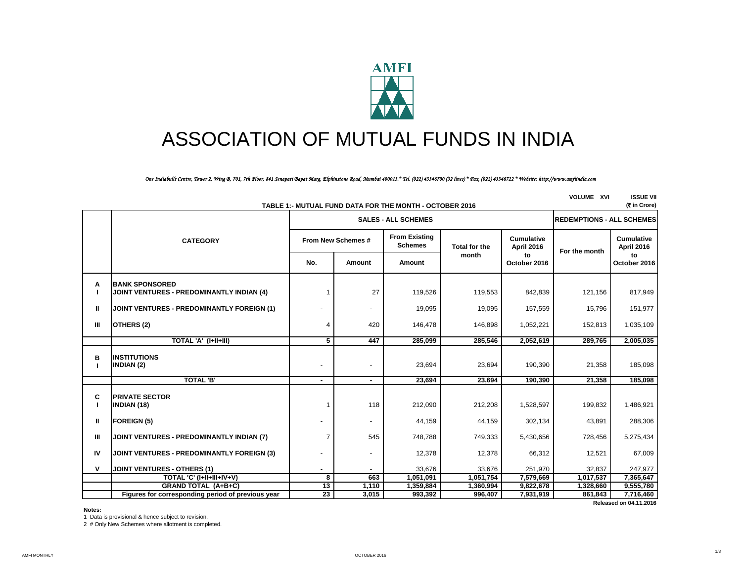# ASSOCIATION OF MUTUAL FUNDS IN INDIA

*One Indiabulls Centre, Tower 2, Wing B, 701, 7th Floor, 841 Senapati Bapat Marg, Elphinstone Road, Mumbai 400013.\* Tel. (022) 43346700 (32 lines) \* Fax. (022) 43346722 \* Website: http://www.amfiindia.com*

VOLUME XVI ISSUE VII

**TABLE 1:- MUTUAL FUND DATA FOR THE MONTH - OCTOBER 2016** (₹ in Crore)

| | CATEGORY | SALES - ALL SCHEMES | | | | | REDEMPTIONS - ALL SCHEMES | |
|---|---|---|---|---|---|---|---|---|
| | | From New Schemes # | | From Existing Schemes | Total for the month | Cumulative April 2016 to October 2016 | For the month | Cumulative April 2016 to October 2016 |
| | | No. | Amount | Amount | | | | |
| A | **BANK SPONSORED** | | | | | | | |
| I | **JOINT VENTURES - PREDOMINANTLY INDIAN (4)** | 1 | 27 | 119,526 | 119,553 | 842,839 | 121,156 | 817,949 |
| II | **JOINT VENTURES - PREDOMINANTLY FOREIGN (1)** | - | - | 19,095 | 19,095 | 157,559 | 15,796 | 151,977 |
| III | **OTHERS (2)** | 4 | 420 | 146,478 | 146,898 | 1,052,221 | 152,813 | 1,035,109 |
| | **TOTAL 'A' (I+II+III)** | **5** | **447** | **285,099** | **285,546** | **2,052,619** | **289,765** | **2,005,035** |
| B | **INSTITUTIONS** | | | | | | | |
| I | **INDIAN (2)** | - | - | 23,694 | 23,694 | 190,390 | 21,358 | 185,098 |
| | **TOTAL 'B'** | **-** | **-** | **23,694** | **23,694** | **190,390** | **21,358** | **185,098** |
| C | **PRIVATE SECTOR** | | | | | | | |
| I | **INDIAN (18)** | 1 | 118 | 212,090 | 212,208 | 1,528,597 | 199,832 | 1,486,921 |
| II | **FOREIGN (5)** | - | - | 44,159 | 44,159 | 302,134 | 43,891 | 288,306 |
| III | **JOINT VENTURES - PREDOMINANTLY INDIAN (7)** | 7 | 545 | 748,788 | 749,333 | 5,430,656 | 728,456 | 5,275,434 |
| IV | **JOINT VENTURES - PREDOMINANTLY FOREIGN (3)** | - | - | 12,378 | 12,378 | 66,312 | 12,521 | 67,009 |
| V | **JOINT VENTURES - OTHERS (1)** | - | - | 33,676 | 33,676 | 251,970 | 32,837 | 247,977 |
| | **TOTAL 'C' (I+II+III+IV+V)** | **8** | **663** | **1,051,091** | **1,051,754** | **7,579,669** | **1,017,537** | **7,365,647** |
| | **GRAND TOTAL (A+B+C)** | **13** | **1,110** | **1,359,884** | **1,360,994** | **9,822,678** | **1,328,660** | **9,555,780** |
| | **Figures for corresponding period of previous year** | **23** | **3,015** | **993,392** | **996,407** | **7,931,919** | **861,843** | **7,716,460** |

**Released on 04.11.2016**

**Notes:**

1 Data is provisional & hence subject to revision.

2 # Only New Schemes where allotment is completed.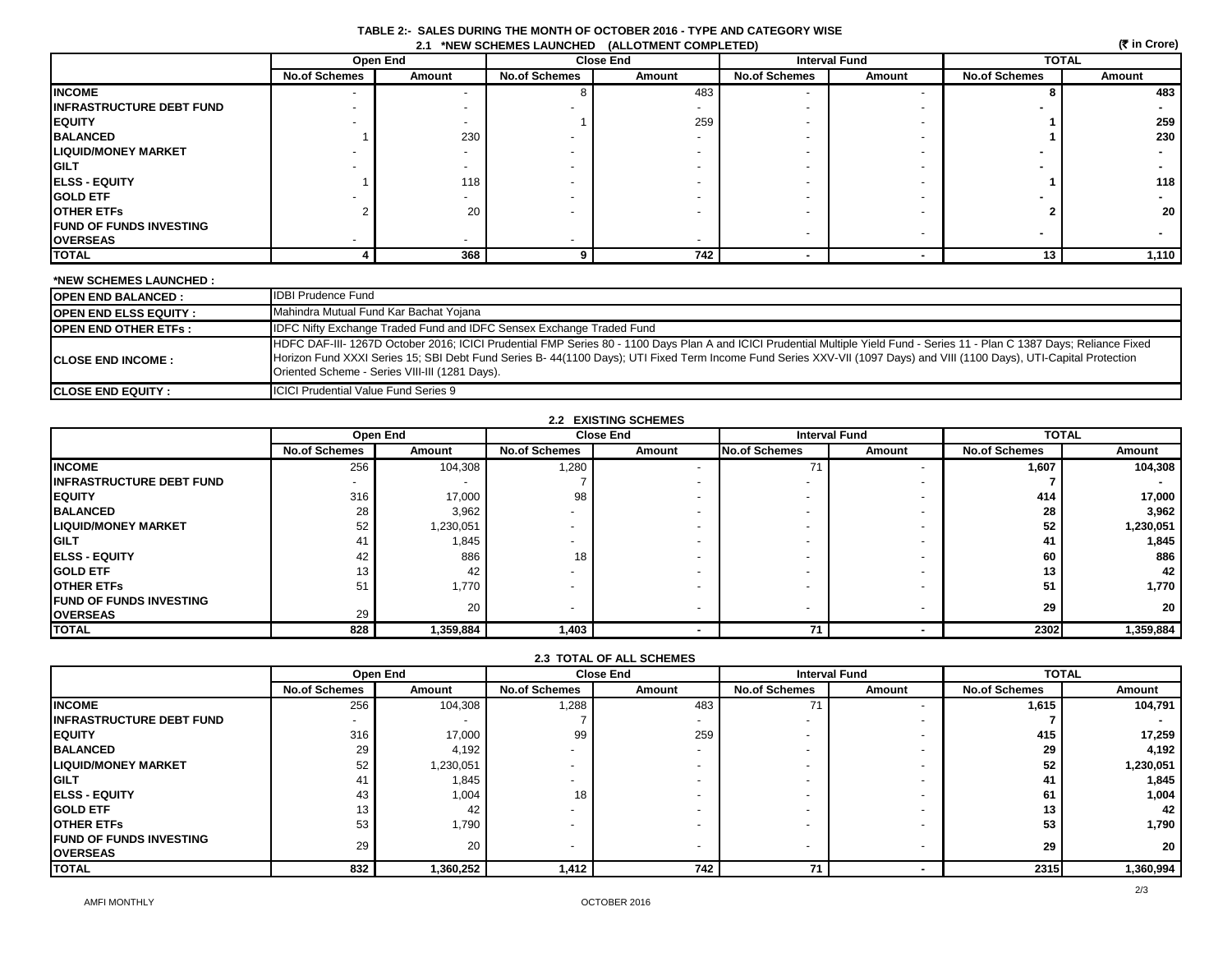## TABLE 2:- SALES DURING THE MONTH OF OCTOBER 2016 - TYPE AND CATEGORY WISE

### 2.1 *NEW SCHEMES LAUNCHED (ALLOTMENT COMPLETED)

(₹ in Crore)

| | Open End | | Close End | | Interval Fund | | TOTAL | |
|---|---|---|---|---|---|---|---|---|
| | No.of Schemes | Amount | No.of Schemes | Amount | No.of Schemes | Amount | No.of Schemes | Amount |
| **INCOME** | - | - | 8 | 483 | - | - | 8 | 483 |
| **INFRASTRUCTURE DEBT FUND** | - | - | - | - | - | - | - | - |
| **EQUITY** | - | - | 1 | 259 | - | - | 1 | 259 |
| **BALANCED** | 1 | 230 | - | - | - | - | 1 | 230 |
| **LIQUID/MONEY MARKET** | - | - | - | - | - | - | - | - |
| **GILT** | - | - | - | - | - | - | - | - |
| **ELSS - EQUITY** | 1 | 118 | - | - | - | - | 1 | 118 |
| **GOLD ETF** | - | - | - | - | - | - | - | - |
| **OTHER ETFs** | 2 | 20 | - | - | - | - | 2 | 20 |
| **FUND OF FUNDS INVESTING OVERSEAS** | - | - | - | - | - | - | - | - |
| **TOTAL** | 4 | 368 | 9 | 742 | - | - | 13 | 1,110 |

**\*NEW SCHEMES LAUNCHED :**

| | |
|---|---|
| **OPEN END BALANCED :** | IDBI Prudence Fund |
| **OPEN END ELSS EQUITY :** | Mahindra Mutual Fund Kar Bachat Yojana |
| **OPEN END OTHER ETFs :** | IDFC Nifty Exchange Traded Fund and IDFC Sensex Exchange Traded Fund |
| **CLOSE END INCOME :** | HDFC DAF-III- 1267D October 2016; ICICI Prudential FMP Series 80 - 1100 Days Plan A and ICICI Prudential Multiple Yield Fund - Series 11 - Plan C 1387 Days; Reliance Fixed Horizon Fund XXXI Series 15; SBI Debt Fund Series B- 44(1100 Days); UTI Fixed Term Income Fund Series XXV-VII (1097 Days) and VIII (1100 Days), UTI-Capital Protection Oriented Scheme - Series VIII-III (1281 Days). |
| **CLOSE END EQUITY :** | ICICI Prudential Value Fund Series 9 |

### 2.2 EXISTING SCHEMES

| | Open End | | Close End | | Interval Fund | | TOTAL | |
|---|---|---|---|---|---|---|---|---|
| | No.of Schemes | Amount | No.of Schemes | Amount | No.of Schemes | Amount | No.of Schemes | Amount |
| **INCOME** | 256 | 104,308 | 1,280 | - | 71 | - | 1,607 | 104,308 |
| **INFRASTRUCTURE DEBT FUND** | - | - | 7 | - | - | - | 7 | - |
| **EQUITY** | 316 | 17,000 | 98 | - | - | - | 414 | 17,000 |
| **BALANCED** | 28 | 3,962 | - | - | - | - | 28 | 3,962 |
| **LIQUID/MONEY MARKET** | 52 | 1,230,051 | - | - | - | - | 52 | 1,230,051 |
| **GILT** | 41 | 1,845 | - | - | - | - | 41 | 1,845 |
| **ELSS - EQUITY** | 42 | 886 | 18 | - | - | - | 60 | 886 |
| **GOLD ETF** | 13 | 42 | - | - | - | - | 13 | 42 |
| **OTHER ETFs** | 51 | 1,770 | - | - | - | - | 51 | 1,770 |
| **FUND OF FUNDS INVESTING OVERSEAS** | 29 | 20 | - | - | - | - | 29 | 20 |
| **TOTAL** | 828 | 1,359,884 | 1,403 | - | 71 | - | 2302 | 1,359,884 |

### 2.3 TOTAL OF ALL SCHEMES

| | Open End | | Close End | | Interval Fund | | TOTAL | |
|---|---|---|---|---|---|---|---|---|
| | No.of Schemes | Amount | No.of Schemes | Amount | No.of Schemes | Amount | No.of Schemes | Amount |
| **INCOME** | 256 | 104,308 | 1,288 | 483 | 71 | - | 1,615 | 104,791 |
| **INFRASTRUCTURE DEBT FUND** | - | - | 7 | - | - | - | 7 | - |
| **EQUITY** | 316 | 17,000 | 99 | 259 | - | - | 415 | 17,259 |
| **BALANCED** | 29 | 4,192 | - | - | - | - | 29 | 4,192 |
| **LIQUID/MONEY MARKET** | 52 | 1,230,051 | - | - | - | - | 52 | 1,230,051 |
| **GILT** | 41 | 1,845 | - | - | - | - | 41 | 1,845 |
| **ELSS - EQUITY** | 43 | 1,004 | 18 | - | - | - | 61 | 1,004 |
| **GOLD ETF** | 13 | 42 | - | - | - | - | 13 | 42 |
| **OTHER ETFs** | 53 | 1,790 | - | - | - | - | 53 | 1,790 |
| **FUND OF FUNDS INVESTING OVERSEAS** | 29 | 20 | - | - | - | - | 29 | 20 |
| **TOTAL** | 832 | 1,360,252 | 1,412 | 742 | 71 | - | 2315 | 1,360,994 |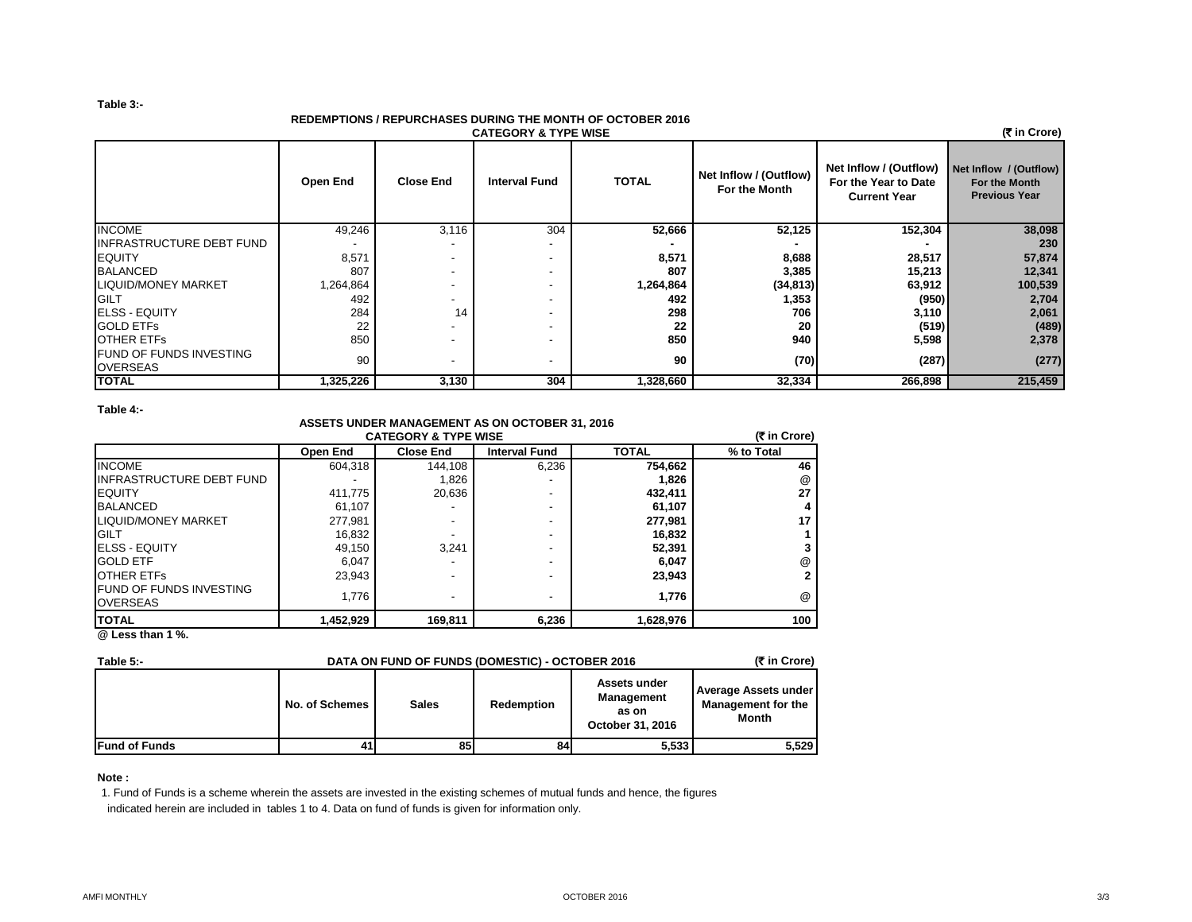Table 3:-

### REDEMPTIONS / REPURCHASES DURING THE MONTH OF OCTOBER 2016
### CATEGORY & TYPE WISE

(₹ in Crore)

| | Open End | Close End | Interval Fund | TOTAL | Net Inflow / (Outflow) For the Month | Net Inflow / (Outflow) For the Year to Date Current Year | Net Inflow / (Outflow) For the Month Previous Year |
|---|---|---|---|---|---|---|---|
| INCOME | 49,246 | 3,116 | 304 | **52,666** | **52,125** | **152,304** | **38,098** |
| INFRASTRUCTURE DEBT FUND | - | - | - | **-** | **-** | **-** | **230** |
| EQUITY | 8,571 | - | - | **8,571** | **8,688** | **28,517** | **57,874** |
| BALANCED | 807 | - | - | **807** | **3,385** | **15,213** | **12,341** |
| LIQUID/MONEY MARKET | 1,264,864 | - | - | **1,264,864** | **(34,813)** | **63,912** | **100,539** |
| GILT | 492 | - | - | **492** | **1,353** | **(950)** | **2,704** |
| ELSS - EQUITY | 284 | 14 | - | **298** | **706** | **3,110** | **2,061** |
| GOLD ETFs | 22 | - | - | **22** | **20** | **(519)** | **(489)** |
| OTHER ETFs | 850 | - | - | **850** | **940** | **5,598** | **2,378** |
| FUND OF FUNDS INVESTING OVERSEAS | 90 | - | - | **90** | **(70)** | **(287)** | **(277)** |
| **TOTAL** | **1,325,226** | **3,130** | **304** | **1,328,660** | **32,334** | **266,898** | **215,459** |

Table 4:-

### ASSETS UNDER MANAGEMENT AS ON OCTOBER 31, 2016
### CATEGORY & TYPE WISE

(₹ in Crore)

| | Open End | Close End | Interval Fund | TOTAL | % to Total |
|---|---|---|---|---|---|
| INCOME | 604,318 | 144,108 | 6,236 | **754,662** | **46** |
| INFRASTRUCTURE DEBT FUND | - | 1,826 | - | **1,826** | @ |
| EQUITY | 411,775 | 20,636 | - | **432,411** | **27** |
| BALANCED | 61,107 | - | - | **61,107** | **4** |
| LIQUID/MONEY MARKET | 277,981 | - | - | **277,981** | **17** |
| GILT | 16,832 | - | - | **16,832** | **1** |
| ELSS - EQUITY | 49,150 | 3,241 | - | **52,391** | **3** |
| GOLD ETF | 6,047 | - | - | **6,047** | @ |
| OTHER ETFs | 23,943 | - | - | **23,943** | **2** |
| FUND OF FUNDS INVESTING OVERSEAS | 1,776 | - | - | **1,776** | @ |
| **TOTAL** | **1,452,929** | **169,811** | **6,236** | **1,628,976** | **100** |

**@ Less than 1 %.**

Table 5:-

### DATA ON FUND OF FUNDS (DOMESTIC) - OCTOBER 2016

(₹ in Crore)

| | No. of Schemes | Sales | Redemption | Assets under Management as on October 31, 2016 | Average Assets under Management for the Month |
|---|---|---|---|---|---|
| **Fund of Funds** | 41 | 85 | 84 | 5,533 | 5,529 |

**Note :**

1. Fund of Funds is a scheme wherein the assets are invested in the existing schemes of mutual funds and hence, the figures indicated herein are included in tables 1 to 4. Data on fund of funds is given for information only.